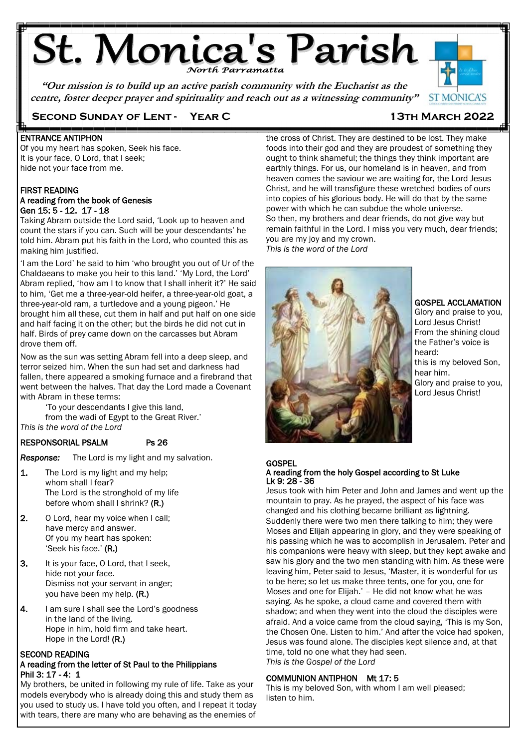# St. Monica's Parish

*North Parramatta*

***"Our mission is to build up an active parish community with the Eucharist as the centre, foster deeper prayer and spirituality and reach out as a witnessing community"***

**Second Sunday of Lent - Year C** **13th March 2022**

**ENTRANCE ANTIPHON**

Of you my heart has spoken, Seek his face.
It is your face, O Lord, that I seek;
hide not your face from me.

**FIRST READING**
**A reading from the book of Genesis**
**Gen 15: 5 - 12. 17 - 18**

Taking Abram outside the Lord said, 'Look up to heaven and count the stars if you can. Such will be your descendants' he told him. Abram put his faith in the Lord, who counted this as making him justified.

'I am the Lord' he said to him 'who brought you out of Ur of the Chaldaeans to make you heir to this land.' 'My Lord, the Lord' Abram replied, 'how am I to know that I shall inherit it?' He said to him, 'Get me a three-year-old heifer, a three-year-old goat, a three-year-old ram, a turtledove and a young pigeon.' He brought him all these, cut them in half and put half on one side and half facing it on the other; but the birds he did not cut in half. Birds of prey came down on the carcasses but Abram drove them off.

Now as the sun was setting Abram fell into a deep sleep, and terror seized him. When the sun had set and darkness had fallen, there appeared a smoking furnace and a firebrand that went between the halves. That day the Lord made a Covenant with Abram in these terms:

'To your descendants I give this land,
from the wadi of Egypt to the Great River.'

*This is the word of the Lord*

**RESPONSORIAL PSALM Ps 26**

***Response:*** The Lord is my light and my salvation.

1. The Lord is my light and my help;
whom shall I fear?
The Lord is the stronghold of my life
before whom shall I shrink? **(R.)**

2. O Lord, hear my voice when I call;
have mercy and answer.
Of you my heart has spoken:
'Seek his face.' **(R.)**

3. It is your face, O Lord, that I seek,
hide not your face.
Dismiss not your servant in anger;
you have been my help. **(R.)**

4. I am sure I shall see the Lord's goodness
in the land of the living.
Hope in him, hold firm and take heart.
Hope in the Lord! **(R.)**

**SECOND READING**
**A reading from the letter of St Paul to the Philippians**
**Phil 3: 17 - 4: 1**

My brothers, be united in following my rule of life. Take as your models everybody who is already doing this and study them as you used to study us. I have told you often, and I repeat it today with tears, there are many who are behaving as the enemies of the cross of Christ. They are destined to be lost. They make foods into their god and they are proudest of something they ought to think shameful; the things they think important are earthly things. For us, our homeland is in heaven, and from heaven comes the saviour we are waiting for, the Lord Jesus Christ, and he will transfigure these wretched bodies of ours into copies of his glorious body. He will do that by the same power with which he can subdue the whole universe.
So then, my brothers and dear friends, do not give way but remain faithful in the Lord. I miss you very much, dear friends; you are my joy and my crown.

*This is the word of the Lord*

**GOSPEL ACCLAMATION**

Glory and praise to you, Lord Jesus Christ!
From the shining cloud the Father's voice is heard:
this is my beloved Son, hear him.
Glory and praise to you, Lord Jesus Christ!

**GOSPEL**
**A reading from the holy Gospel according to St Luke**
**Lk 9: 28 - 36**

Jesus took with him Peter and John and James and went up the mountain to pray. As he prayed, the aspect of his face was changed and his clothing became brilliant as lightning. Suddenly there were two men there talking to him; they were Moses and Elijah appearing in glory, and they were speaking of his passing which he was to accomplish in Jerusalem. Peter and his companions were heavy with sleep, but they kept awake and saw his glory and the two men standing with him. As these were leaving him, Peter said to Jesus, 'Master, it is wonderful for us to be here; so let us make three tents, one for you, one for Moses and one for Elijah.' – He did not know what he was saying. As he spoke, a cloud came and covered them with shadow; and when they went into the cloud the disciples were afraid. And a voice came from the cloud saying, 'This is my Son, the Chosen One. Listen to him.' And after the voice had spoken, Jesus was found alone. The disciples kept silence and, at that time, told no one what they had seen.

*This is the Gospel of the Lord*

**COMMUNION ANTIPHON Mt 17: 5**

This is my beloved Son, with whom I am well pleased;
listen to him.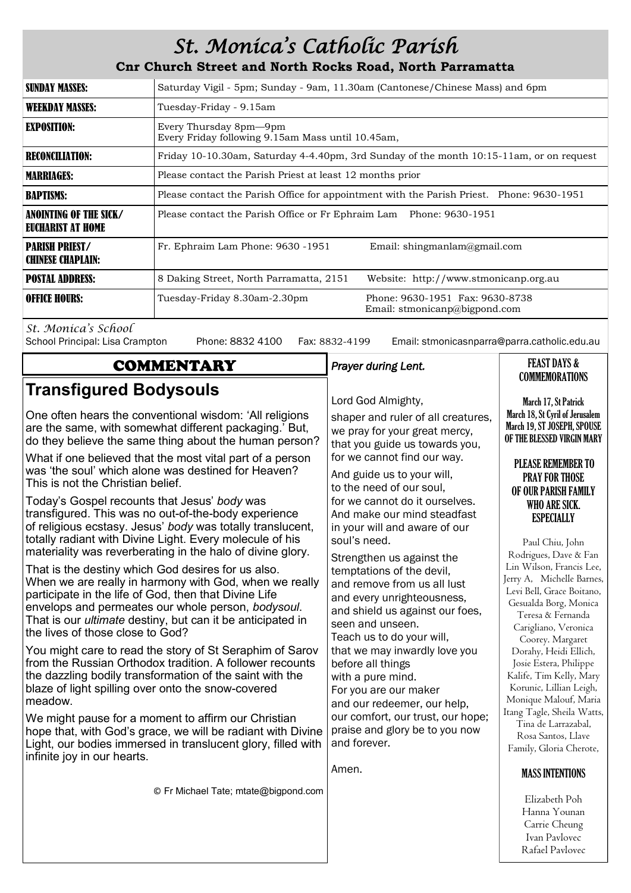# St. Monica's Catholic Parish

**Cnr Church Street and North Rocks Road, North Parramatta**

| | |
|---|---|
| **SUNDAY MASSES:** | Saturday Vigil - 5pm; Sunday - 9am, 11.30am (Cantonese/Chinese Mass) and 6pm |
| **WEEKDAY MASSES:** | Tuesday-Friday - 9.15am |
| **EXPOSITION:** | Every Thursday 8pm—9pm<br>Every Friday following 9.15am Mass until 10.45am, |
| **RECONCILIATION:** | Friday 10-10.30am, Saturday 4-4.40pm, 3rd Sunday of the month 10:15-11am, or on request |
| **MARRIAGES:** | Please contact the Parish Priest at least 12 months prior |
| **BAPTISMS:** | Please contact the Parish Office for appointment with the Parish Priest. Phone: 9630-1951 |
| **ANOINTING OF THE SICK/ EUCHARIST AT HOME** | Please contact the Parish Office or Fr Ephraim Lam Phone: 9630-1951 |
| **PARISH PRIEST/ CHINESE CHAPLAIN:** | Fr. Ephraim Lam Phone: 9630 -1951 Email: shingmanlam@gmail.com |
| **POSTAL ADDRESS:** | 8 Daking Street, North Parramatta, 2151 Website: http://www.stmonicanp.org.au |
| **OFFICE HOURS:** | Tuesday-Friday 8.30am-2.30pm Phone: 9630-1951 Fax: 9630-8738<br>Email: stmonicanp@bigpond.com |

*St. Monica's School*
School Principal: Lisa Crampton Phone: 8832 4100 Fax: 8832-4199 Email: stmonicasnparra@parra.catholic.edu.au

## COMMENTARY

### Transfigured Bodysouls

One often hears the conventional wisdom: 'All religions are the same, with somewhat different packaging.' But, do they believe the same thing about the human person?

What if one believed that the most vital part of a person was 'the soul' which alone was destined for Heaven? This is not the Christian belief.

Today's Gospel recounts that Jesus' *body* was transfigured. This was no out-of-the-body experience of religious ecstasy. Jesus' *body* was totally translucent, totally radiant with Divine Light. Every molecule of his materiality was reverberating in the halo of divine glory.

That is the destiny which God desires for us also. When we are really in harmony with God, when we really participate in the life of God, then that Divine Life envelops and permeates our whole person, *bodysoul.* That is our *ultimate* destiny, but can it be anticipated in the lives of those close to God?

You might care to read the story of St Seraphim of Sarov from the Russian Orthodox tradition. A follower recounts the dazzling bodily transformation of the saint with the blaze of light spilling over onto the snow-covered meadow.

We might pause for a moment to affirm our Christian hope that, with God's grace, we will be radiant with Divine Light, our bodies immersed in translucent glory, filled with infinite joy in our hearts.

© Fr Michael Tate; mtate@bigpond.com

### *Prayer during Lent.*

Lord God Almighty,
shaper and ruler of all creatures,
we pray for your great mercy,
that you guide us towards you,
for we cannot find our way.

And guide us to your will,
to the need of our soul,
for we cannot do it ourselves.
And make our mind steadfast
in your will and aware of our
soul's need.

Strengthen us against the
temptations of the devil,
and remove from us all lust
and every unrighteousness,
and shield us against our foes,
seen and unseen.
Teach us to do your will,
that we may inwardly love you
before all things
with a pure mind.
For you are our maker
and our redeemer, our help,
our comfort, our trust, our hope;
praise and glory be to you now
and forever.

Amen.

### FEAST DAYS & COMMEMORATIONS

March 17, St Patrick
March 18, St Cyril of Jerusalem
March 19, ST JOSEPH, SPOUSE OF THE BLESSED VIRGIN MARY

### PLEASE REMEMBER TO PRAY FOR THOSE OF OUR PARISH FAMILY WHO ARE SICK. ESPECIALLY

Paul Chiu, John Rodrigues, Dave & Fan Lin Wilson, Francis Lee, Jerry A, Michelle Barnes, Levi Bell, Grace Boitano, Gesualda Borg, Monica Teresa & Fernanda Carigliano, Veronica Coorey. Margaret Dorahy, Heidi Ellich, Josie Estera, Philippe Kalife, Tim Kelly, Mary Korunic, Lillian Leigh, Monique Malouf, Maria Itang Tagle, Sheila Watts, Tina de Larrazabal, Rosa Santos, Llave Family, Gloria Cherote,

### MASS INTENTIONS

Elizabeth Poh
Hanna Younan
Carrie Cheung
Ivan Pavlovec
Rafael Pavlovec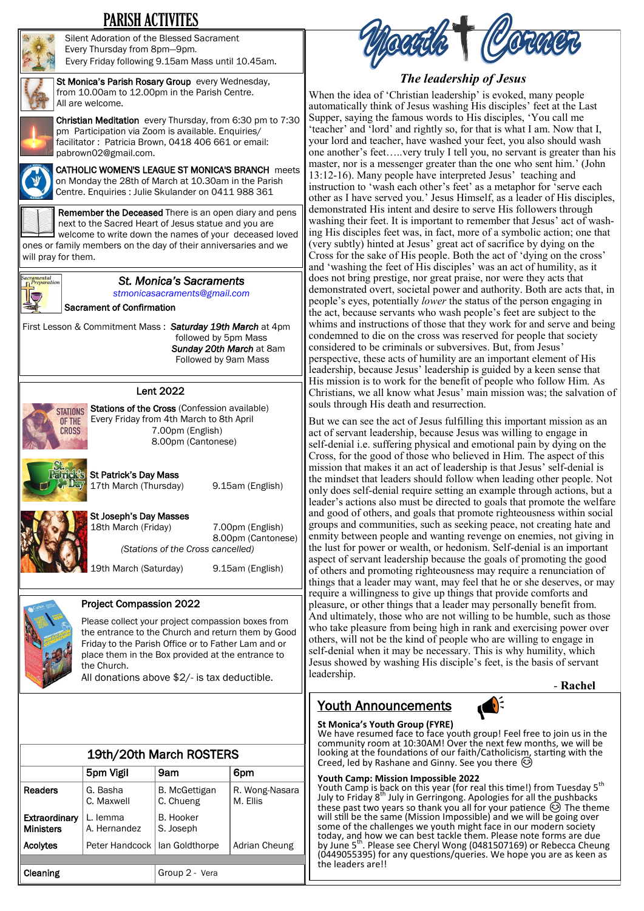# PARISH ACTIVITES

Silent Adoration of the Blessed Sacrament
Every Thursday from 8pm—9pm.
Every Friday following 9.15am Mass until 10.45am.

**St Monica's Parish Rosary Group** every Wednesday, from 10.00am to 12.00pm in the Parish Centre. All are welcome.

**Christian Meditation** every Thursday, from 6:30 pm to 7:30 pm Participation via Zoom is available. Enquiries/ facilitator : Patricia Brown, 0418 406 661 or email: pabrown02@gmail.com.

**CATHOLIC WOMEN'S LEAGUE ST MONICA'S BRANCH** meets on Monday the 28th of March at 10.30am in the Parish Centre. Enquiries : Julie Skulander on 0411 988 361

**Remember the Deceased** There is an open diary and pens next to the Sacred Heart of Jesus statue and you are welcome to write down the names of your deceased loved ones or family members on the day of their anniversaries and we will pray for them.

## *St. Monica's Sacraments*

*stmonicasacraments@gmail.com*

**Sacrament of Confirmation**

First Lesson & Commitment Mass : ***Saturday 19th March*** at 4pm followed by 5pm Mass
***Sunday 20th March*** at 8am Followed by 9am Mass

## Lent 2022

**Stations of the Cross** (Confession available)
Every Friday from 4th March to 8th April
7.00pm (English)
8.00pm (Cantonese)

**St Patrick's Day Mass**
17th March (Thursday) 9.15am (English)

**St Joseph's Day Masses**
18th March (Friday) 7.00pm (English)
8.00pm (Cantonese)
*(Stations of the Cross cancelled)*

19th March (Saturday) 9.15am (English)

## Project Compassion 2022

Please collect your project compassion boxes from the entrance to the Church and return them by Good Friday to the Parish Office or to Father Lam and or place them in the Box provided at the entrance to the Church.
All donations above $2/- is tax deductible.

## 19th/20th March ROSTERS

| | 5pm Vigil | 9am | 6pm |
|---|---|---|---|
| **Readers** | G. Basha<br>C. Maxwell | B. McGettigan<br>C. Chueng | R. Wong-Nasara<br>M. Ellis |
| **Extraordinary Ministers** | L. Iemma<br>A. Hernandez | B. Hooker<br>S. Joseph | |
| **Acolytes** | Peter Handcock | Ian Goldthorpe | Adrian Cheung |
| **Cleaning** | | Group 2 - Vera | |

# Youth Corner

## *The leadership of Jesus*

When the idea of 'Christian leadership' is evoked, many people automatically think of Jesus washing His disciples' feet at the Last Supper, saying the famous words to His disciples, 'You call me 'teacher' and 'lord' and rightly so, for that is what I am. Now that I, your lord and teacher, have washed your feet, you also should wash one another's feet…..very truly I tell you, no servant is greater than his master, nor is a messenger greater than the one who sent him.' (John 13:12-16). Many people have interpreted Jesus' teaching and instruction to 'wash each other's feet' as a metaphor for 'serve each other as I have served you.' Jesus Himself, as a leader of His disciples, demonstrated His intent and desire to serve His followers through washing their feet. It is important to remember that Jesus' act of washing His disciples feet was, in fact, more of a symbolic action; one that (very subtly) hinted at Jesus' great act of sacrifice by dying on the Cross for the sake of His people. Both the act of 'dying on the cross' and 'washing the feet of His disciples' was an act of humility, as it does not bring prestige, nor great praise, nor were they acts that demonstrated overt, societal power and authority. Both are acts that, in people's eyes, potentially *lower* the status of the person engaging in the act, because servants who wash people's feet are subject to the whims and instructions of those that they work for and serve and being condemned to die on the cross was reserved for people that society considered to be criminals or subversives. But, from Jesus' perspective, these acts of humility are an important element of His leadership, because Jesus' leadership is guided by a keen sense that His mission is to work for the benefit of people who follow Him. As Christians, we all know what Jesus' main mission was; the salvation of souls through His death and resurrection.

But we can see the act of Jesus fulfilling this important mission as an act of servant leadership, because Jesus was willing to engage in self-denial i.e. suffering physical and emotional pain by dying on the Cross, for the good of those who believed in Him. The aspect of this mission that makes it an act of leadership is that Jesus' self-denial is the mindset that leaders should follow when leading other people. Not only does self-denial require setting an example through actions, but a leader's actions also must be directed to goals that promote the welfare and good of others, and goals that promote righteousness within social groups and communities, such as seeking peace, not creating hate and enmity between people and wanting revenge on enemies, not giving in the lust for power or wealth, or hedonism. Self-denial is an important aspect of servant leadership because the goals of promoting the good of others and promoting righteousness may require a renunciation of things that a leader may want, may feel that he or she deserves, or may require a willingness to give up things that provide comforts and pleasure, or other things that a leader may personally benefit from. And ultimately, those who are not willing to be humble, such as those who take pleasure from being high in rank and exercising power over others, will not be the kind of people who are willing to engage in self-denial when it may be necessary. This is why humility, which Jesus showed by washing His disciple's feet, is the basis of servant leadership.

**- Rachel**

## Youth Announcements

**St Monica's Youth Group (FYRE)**
We have resumed face to face youth group! Feel free to join us in the community room at 10:30AM! Over the next few months, we will be looking at the foundations of our faith/Catholicism, starting with the Creed, led by Rashane and Ginny. See you there ☺

**Youth Camp: Mission Impossible 2022**
Youth Camp is back on this year (for real this time!) from Tuesday 5th July to Friday 8th July in Gerringong. Apologies for all the pushbacks these past two years so thank you all for your patience ☺ The theme will still be the same (Mission Impossible) and we will be going over some of the challenges we youth might face in our modern society today, and how we can best tackle them. Please note forms are due by June 5th. Please see Cheryl Wong (0481507169) or Rebecca Cheung (0449055395) for any questions/queries. We hope you are as keen as the leaders are!!